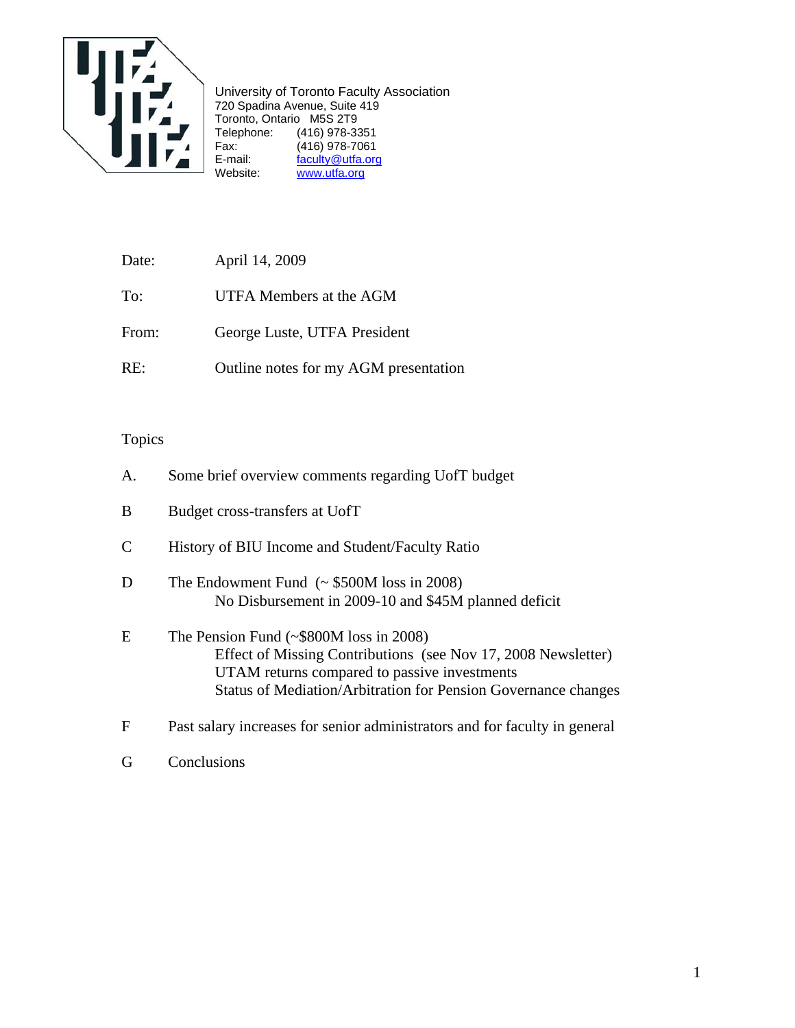University of Toronto Faculty Association
720 Spadina Avenue, Suite 419
Toronto, Ontario M5S 2T9
Telephone: (416) 978-3351
Fax: (416) 978-7061
E-mail: faculty@utfa.org
Website: www.utfa.org

Date: April 14, 2009

To: UTFA Members at the AGM

From: George Luste, UTFA President

RE: Outline notes for my AGM presentation

Topics

A. Some brief overview comments regarding UofT budget

B Budget cross-transfers at UofT

C History of BIU Income and Student/Faculty Ratio

D The Endowment Fund (~ $500M loss in 2008)
   No Disbursement in 2009-10 and $45M planned deficit

E The Pension Fund (~$800M loss in 2008)
   Effect of Missing Contributions (see Nov 17, 2008 Newsletter)
   UTAM returns compared to passive investments
   Status of Mediation/Arbitration for Pension Governance changes

F Past salary increases for senior administrators and for faculty in general

G Conclusions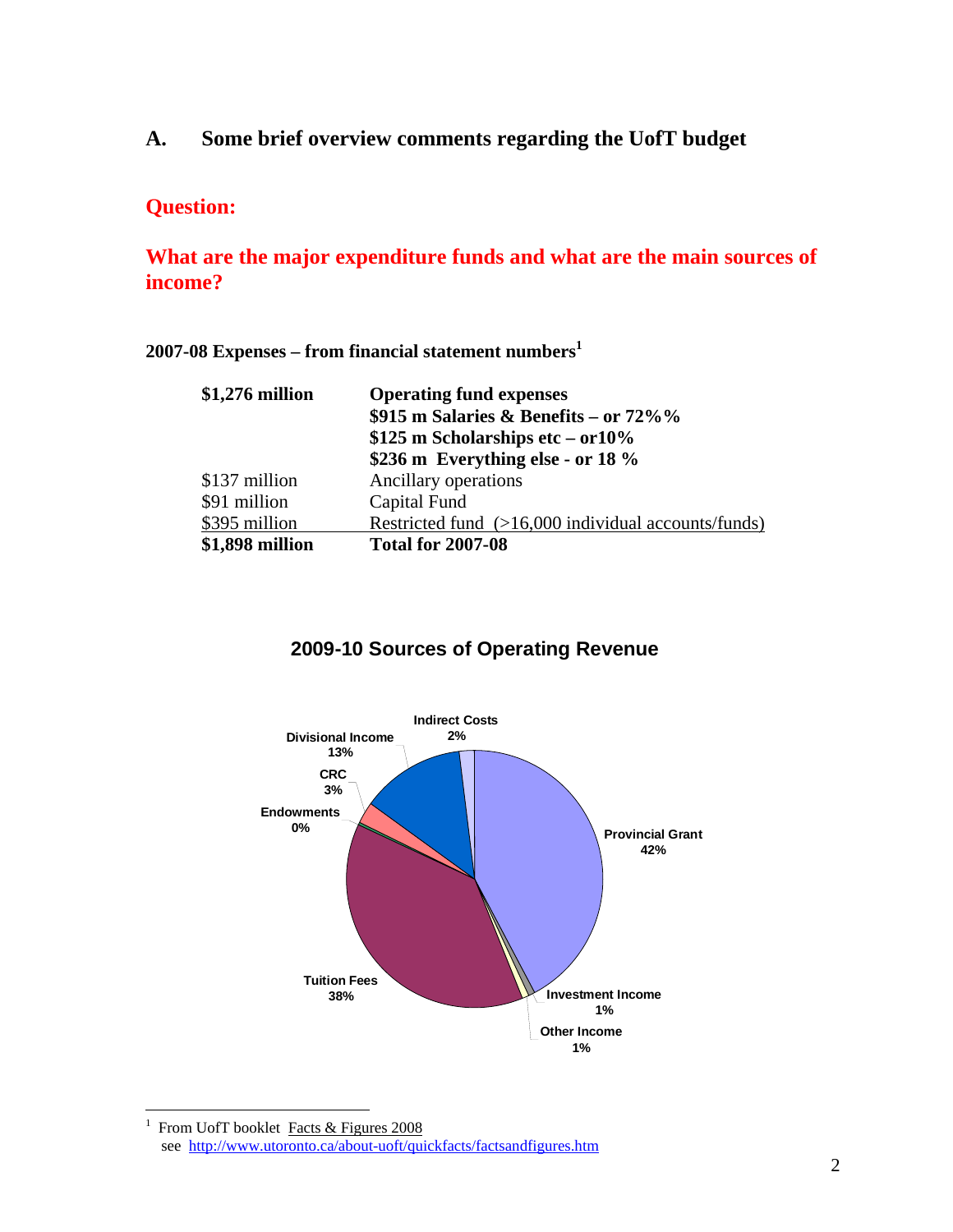## A. Some brief overview comments regarding the UofT budget

**Question:**

**What are the major expenditure funds and what are the main sources of income?**

**2007-08 Expenses – from financial statement numbers[1]**

| | |
|---|---|
| **$1,276 million** | **Operating fund expenses**<br>**$915 m Salaries & Benefits – or 72%%**<br>**$125 m Scholarships etc – or10%**<br>**$236 m Everything else - or 18 %** |
| $137 million | Ancillary operations |
| $91 million | Capital Fund |
| $395 million | Restricted fund (>16,000 individual accounts/funds) |
| **$1,898 million** | **Total for 2007-08** |

**2009-10 Sources of Operating Revenue**

| Source | Share |
|---|---|
| Provincial Grant | 42% |
| Tuition Fees | 38% |
| Divisional Income | 13% |
| CRC | 3% |
| Indirect Costs | 2% |
| Investment Income | 1% |
| Other Income | 1% |
| Endowments | 0% |

---

[1] From UofT booklet Facts & Figures 2008
see http://www.utoronto.ca/about-uoft/quickfacts/factsandfigures.htm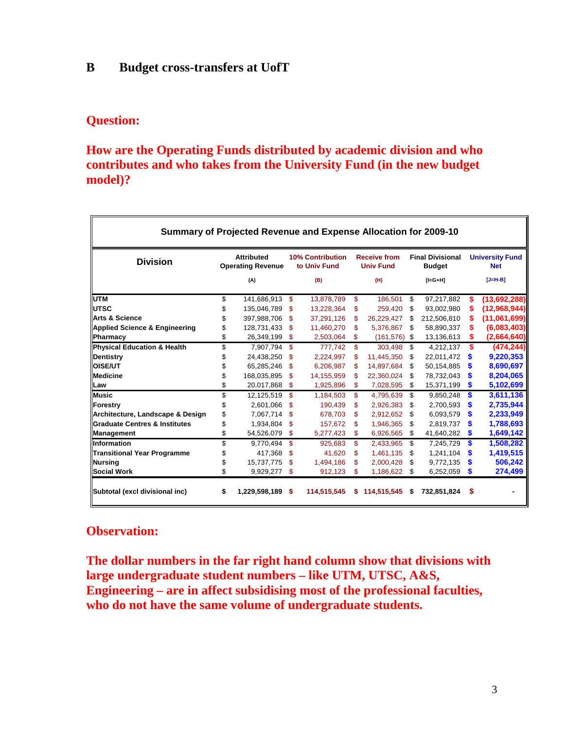## B Budget cross-transfers at UofT

### Question:

**How are the Operating Funds distributed by academic division and who contributes and who takes from the University Fund (in the new budget model)?**

| Summary of Projected Revenue and Expense Allocation for 2009-10 | | | | | |
|---|---|---|---|---|---|
| **Division** | **Attributed Operating Revenue** | **10% Contribution to Univ Fund** | **Receive from Univ Fund** | **Final Divisional Budget** | **University Fund Net** |
| | (A) | (B) | (H) | [I=G+H] | [J=H-B] |
| **UTM** | $ 141,686,913 | $ 13,878,789 | $ 186,501 | $ 97,217,882 | $ (13,692,288) |
| **UTSC** | $ 135,046,789 | $ 13,228,364 | $ 259,420 | $ 93,002,980 | $ (12,968,944) |
| **Arts & Science** | $ 397,988,706 | $ 37,291,126 | $ 26,229,427 | $ 212,506,810 | $ (11,061,699) |
| **Applied Science & Engineering** | $ 128,731,433 | $ 11,460,270 | $ 5,376,867 | $ 58,890,337 | $ (6,083,403) |
| **Pharmacy** | $ 26,349,199 | $ 2,503,064 | $ (161,576) | $ 13,136,613 | $ (2,664,640) |
| **Physical Education & Health** | $ 7,907,794 | $ 777,742 | $ 303,498 | $ 4,212,137 | $ (474,244) |
| **Dentistry** | $ 24,438,250 | $ 2,224,997 | $ 11,445,350 | $ 22,011,472 | $ 9,220,353 |
| **OISE/UT** | $ 65,285,246 | $ 6,206,987 | $ 14,897,684 | $ 50,154,885 | $ 8,690,697 |
| **Medicine** | $ 168,035,895 | $ 14,155,959 | $ 22,360,024 | $ 78,732,043 | $ 8,204,065 |
| **Law** | $ 20,017,868 | $ 1,925,896 | $ 7,028,595 | $ 15,371,199 | $ 5,102,699 |
| **Music** | $ 12,125,519 | $ 1,184,503 | $ 4,795,639 | $ 9,850,248 | $ 3,611,136 |
| **Forestry** | $ 2,601,066 | $ 190,439 | $ 2,926,383 | $ 2,700,593 | $ 2,735,944 |
| **Architecture, Landscape & Design** | $ 7,067,714 | $ 678,703 | $ 2,912,652 | $ 6,093,579 | $ 2,233,949 |
| **Graduate Centres & Institutes** | $ 1,934,804 | $ 157,672 | $ 1,946,365 | $ 2,819,737 | $ 1,788,693 |
| **Management** | $ 54,526,079 | $ 5,277,423 | $ 6,926,565 | $ 41,640,282 | $ 1,649,142 |
| **Information** | $ 9,770,494 | $ 925,683 | $ 2,433,965 | $ 7,245,729 | $ 1,508,282 |
| **Transitional Year Programme** | $ 417,368 | $ 41,620 | $ 1,461,135 | $ 1,241,104 | $ 1,419,515 |
| **Nursing** | $ 15,737,775 | $ 1,494,186 | $ 2,000,428 | $ 9,772,135 | $ 506,242 |
| **Social Work** | $ 9,929,277 | $ 912,123 | $ 1,186,622 | $ 6,252,059 | $ 274,499 |
| **Subtotal (excl divisional inc)** | **$ 1,229,598,189** | **$ 114,515,545** | **$ 114,515,545** | **$ 732,851,824** | **$ -** |

### Observation:

**The dollar numbers in the far right hand column show that divisions with large undergraduate student numbers – like UTM, UTSC, A&S, Engineering – are in affect subsidising most of the professional faculties, who do not have the same volume of undergraduate students.**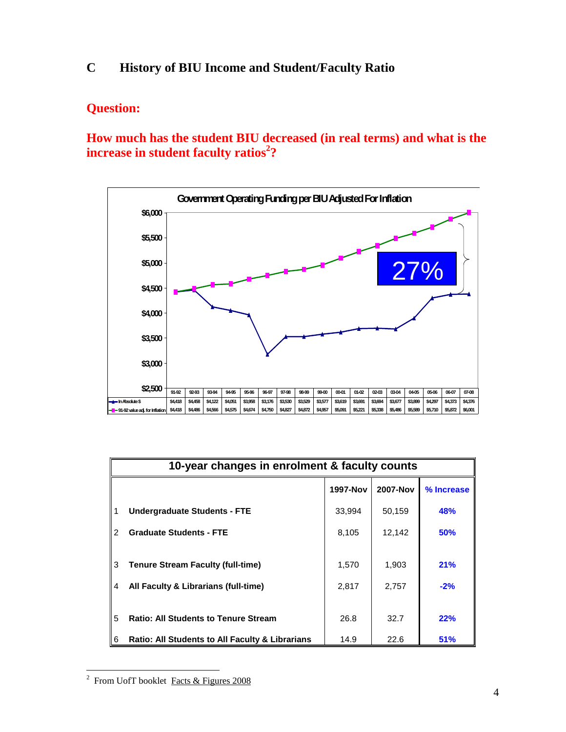## C History of BIU Income and Student/Faculty Ratio

### Question:

### How much has the student BIU decreased (in real terms) and what is the increase in student faculty ratios[2]?

**Government Operating Funding per BIU Adjusted For Inflation**

| | 91-92 | 92-93 | 93-94 | 94-95 | 95-96 | 96-97 | 97-98 | 98-99 | 99-00 | 00-01 | 01-02 | 02-03 | 03-04 | 04-05 | 05-06 | 06-07 | 07-08 |
|---|---|---|---|---|---|---|---|---|---|---|---|---|---|---|---|---|---|
| In Absolute $ | $4,418 | $4,458 | $4,122 | $4,051 | $3,958 | $3,176 | $3,530 | $3,529 | $3,577 | $3,619 | $3,691 | $3,694 | $3,677 | $3,899 | $4,297 | $4,373 | $4,376 |
| 91-92 value adj. for Inflation | $4,418 | $4,486 | $4,566 | $4,575 | $4,674 | $4,750 | $4,827 | $4,872 | $4,957 | $5,091 | $5,221 | $5,338 | $5,486 | $5,589 | $5,710 | $5,872 | $6,001 |

27%

| 10-year changes in enrolment & faculty counts | | | | |
|---|---|---|---|---|
| | | 1997-Nov | 2007-Nov | % Increase |
| 1 | Undergraduate Students - FTE | 33,994 | 50,159 | 48% |
| 2 | Graduate Students - FTE | 8,105 | 12,142 | 50% |
| 3 | Tenure Stream Faculty (full-time) | 1,570 | 1,903 | 21% |
| 4 | All Faculty & Librarians (full-time) | 2,817 | 2,757 | -2% |
| 5 | Ratio: All Students to Tenure Stream | 26.8 | 32.7 | 22% |
| 6 | Ratio: All Students to All Faculty & Librarians | 14.9 | 22.6 | 51% |

---

[2] From UofT booklet Facts & Figures 2008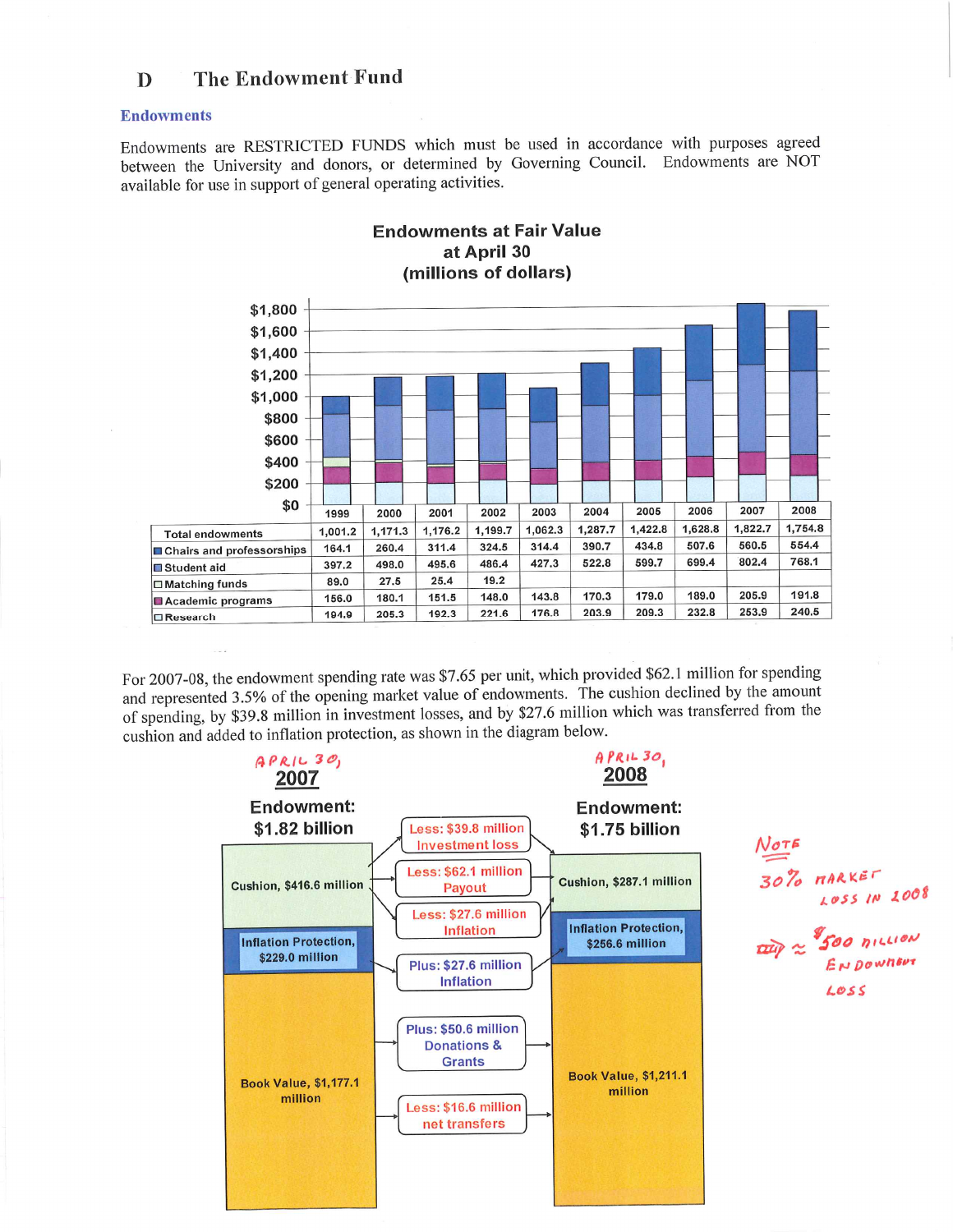# D The Endowment Fund

## Endowments

Endowments are RESTRICTED FUNDS which must be used in accordance with purposes agreed between the University and donors, or determined by Governing Council. Endowments are NOT available for use in support of general operating activities.

**Endowments at Fair Value at April 30 (millions of dollars)**

| | 1999 | 2000 | 2001 | 2002 | 2003 | 2004 | 2005 | 2006 | 2007 | 2008 |
|---|---|---|---|---|---|---|---|---|---|---|
| Total endowments | 1,001.2 | 1,171.3 | 1,176.2 | 1,199.7 | 1,062.3 | 1,287.7 | 1,422.8 | 1,628.8 | 1,822.7 | 1,754.8 |
| Chairs and professorships | 164.1 | 260.4 | 311.4 | 324.5 | 314.4 | 390.7 | 434.8 | 507.6 | 560.5 | 554.4 |
| Student aid | 397.2 | 498.0 | 495.6 | 486.4 | 427.3 | 522.8 | 599.7 | 699.4 | 802.4 | 768.1 |
| Matching funds | 89.0 | 27.5 | 25.4 | 19.2 | | | | | | |
| Academic programs | 156.0 | 180.1 | 151.5 | 148.0 | 143.8 | 170.3 | 179.0 | 189.0 | 205.9 | 191.8 |
| Research | 194.9 | 205.3 | 192.3 | 221.6 | 176.8 | 203.9 | 209.3 | 232.8 | 253.9 | 240.5 |

For 2007-08, the endowment spending rate was $7.65 per unit, which provided $62.1 million for spending and represented 3.5% of the opening market value of endowments. The cushion declined by the amount of spending, by $39.8 million in investment losses, and by $27.6 million which was transferred from the cushion and added to inflation protection, as shown in the diagram below.

| APRIL 30, 2007 | | APRIL 30, 2008 |
|---|---|---|
| **Endowment: $1.82 billion** | | **Endowment: $1.75 billion** |
| Cushion, $416.6 million | Less: $39.8 million Investment loss; Less: $62.1 million Payout; Less: $27.6 million Inflation | Cushion, $287.1 million |
| Inflation Protection, $229.0 million | Plus: $27.6 million Inflation | Inflation Protection, $256.6 million |
| Book Value, $1,177.1 million | Plus: $50.6 million Donations & Grants; Less: $16.6 million net transfers | Book Value, $1,211.1 million |

NOTE

30% MARKET LOSS IN 2008

⇒ ≈ $500 MILLION ENDOWMENT LOSS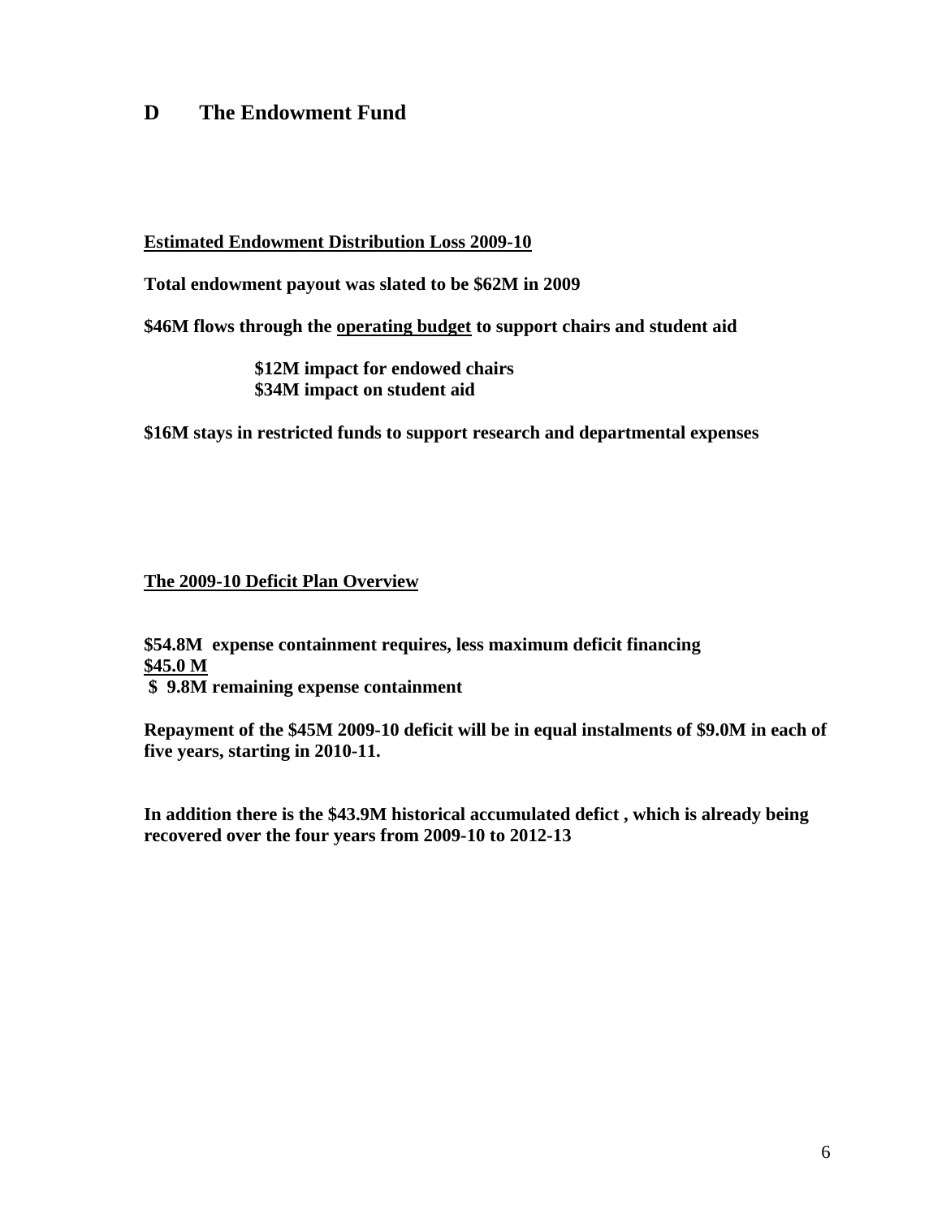## D The Endowment Fund

**Estimated Endowment Distribution Loss 2009-10**

**Total endowment payout was slated to be $62M in 2009**

**$46M flows through the operating budget to support chairs and student aid**

> **$12M impact for endowed chairs**
> **$34M impact on student aid**

**$16M stays in restricted funds to support research and departmental expenses**

**The 2009-10 Deficit Plan Overview**

**$54.8M expense containment requires, less maximum deficit financing**
**$45.0 M**
**$ 9.8M remaining expense containment**

**Repayment of the $45M 2009-10 deficit will be in equal instalments of $9.0M in each of five years, starting in 2010-11.**

**In addition there is the $43.9M historical accumulated defict , which is already being recovered over the four years from 2009-10 to 2012-13**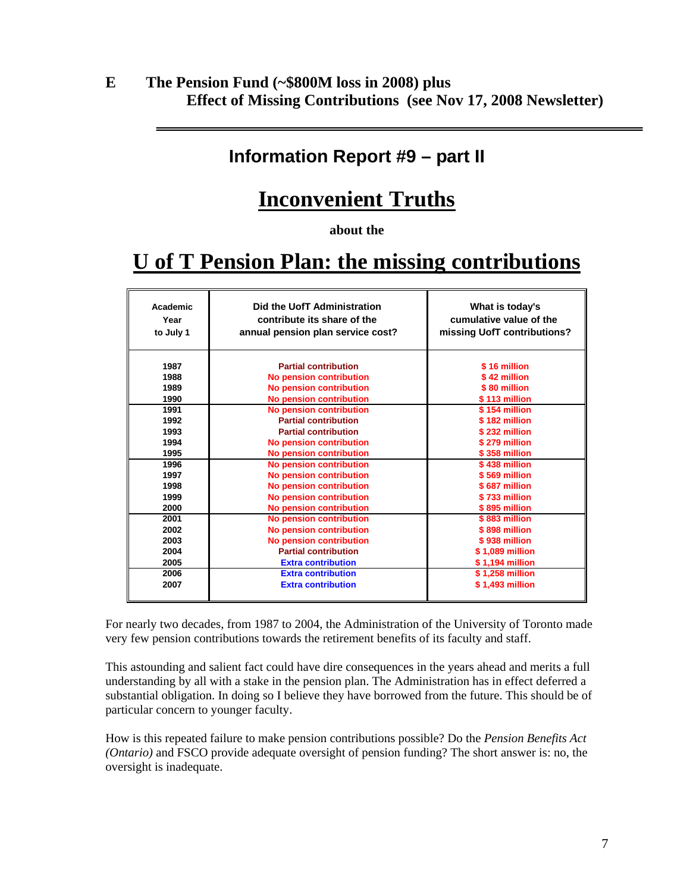## E The Pension Fund (~$800M loss in 2008) plus Effect of Missing Contributions (see Nov 17, 2008 Newsletter)

## Information Report #9 – part II

# Inconvenient Truths

**about the**

# U of T Pension Plan: the missing contributions

| Academic Year to July 1 | Did the UofT Administration contribute its share of the annual pension plan service cost? | What is today's cumulative value of the missing UofT contributions? |
|---|---|---|
| 1987 | Partial contribution | $ 16 million |
| 1988 | No pension contribution | $ 42 million |
| 1989 | No pension contribution | $ 80 million |
| 1990 | No pension contribution | $ 113 million |
| 1991 | No pension contribution | $ 154 million |
| 1992 | Partial contribution | $ 182 million |
| 1993 | Partial contribution | $ 232 million |
| 1994 | No pension contribution | $ 279 million |
| 1995 | No pension contribution | $ 358 million |
| 1996 | No pension contribution | $ 438 million |
| 1997 | No pension contribution | $ 569 million |
| 1998 | No pension contribution | $ 687 million |
| 1999 | No pension contribution | $ 733 million |
| 2000 | No pension contribution | $ 895 million |
| 2001 | No pension contribution | $ 883 million |
| 2002 | No pension contribution | $ 898 million |
| 2003 | No pension contribution | $ 938 million |
| 2004 | Partial contribution | $ 1,089 million |
| 2005 | Extra contribution | $ 1,194 million |
| 2006 | Extra contribution | $ 1,258 million |
| 2007 | Extra contribution | $ 1,493 million |

For nearly two decades, from 1987 to 2004, the Administration of the University of Toronto made very few pension contributions towards the retirement benefits of its faculty and staff.

This astounding and salient fact could have dire consequences in the years ahead and merits a full understanding by all with a stake in the pension plan. The Administration has in effect deferred a substantial obligation. In doing so I believe they have borrowed from the future. This should be of particular concern to younger faculty.

How is this repeated failure to make pension contributions possible? Do the *Pension Benefits Act (Ontario)* and FSCO provide adequate oversight of pension funding? The short answer is: no, the oversight is inadequate.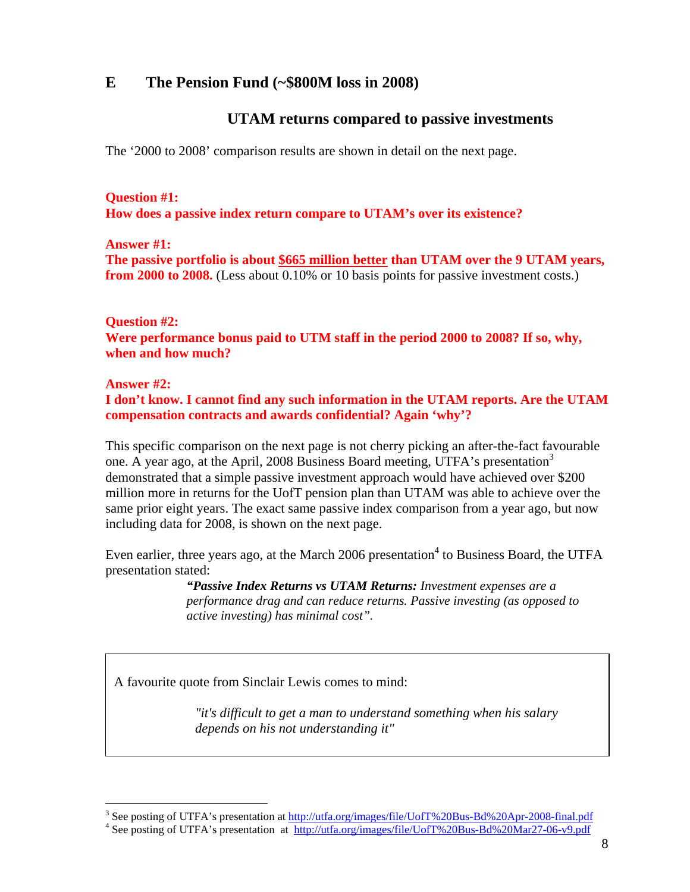## E The Pension Fund (~$800M loss in 2008)

### UTAM returns compared to passive investments

The '2000 to 2008' comparison results are shown in detail on the next page.

**Question #1:**
**How does a passive index return compare to UTAM's over its existence?**

**Answer #1:**
**The passive portfolio is about <u>$665 million better</u> than UTAM over the 9 UTAM years, from 2000 to 2008.** (Less about 0.10% or 10 basis points for passive investment costs.)

**Question #2:**
**Were performance bonus paid to UTM staff in the period 2000 to 2008? If so, why, when and how much?**

**Answer #2:**
**I don't know. I cannot find any such information in the UTAM reports. Are the UTAM compensation contracts and awards confidential? Again 'why'?**

This specific comparison on the next page is not cherry picking an after-the-fact favourable one. A year ago, at the April, 2008 Business Board meeting, UTFA's presentation[3] demonstrated that a simple passive investment approach would have achieved over $200 million more in returns for the UofT pension plan than UTAM was able to achieve over the same prior eight years. The exact same passive index comparison from a year ago, but now including data for 2008, is shown on the next page.

Even earlier, three years ago, at the March 2006 presentation[4] to Business Board, the UTFA presentation stated:

> ***"Passive Index Returns vs UTAM Returns:*** *Investment expenses are a performance drag and can reduce returns. Passive investing (as opposed to active investing) has minimal cost".*

A favourite quote from Sinclair Lewis comes to mind:

> *"it's difficult to get a man to understand something when his salary depends on his not understanding it"*

---

[3] See posting of UTFA's presentation at http://utfa.org/images/file/UofT%20Bus-Bd%20Apr-2008-final.pdf

[4] See posting of UTFA's presentation at http://utfa.org/images/file/UofT%20Bus-Bd%20Mar27-06-v9.pdf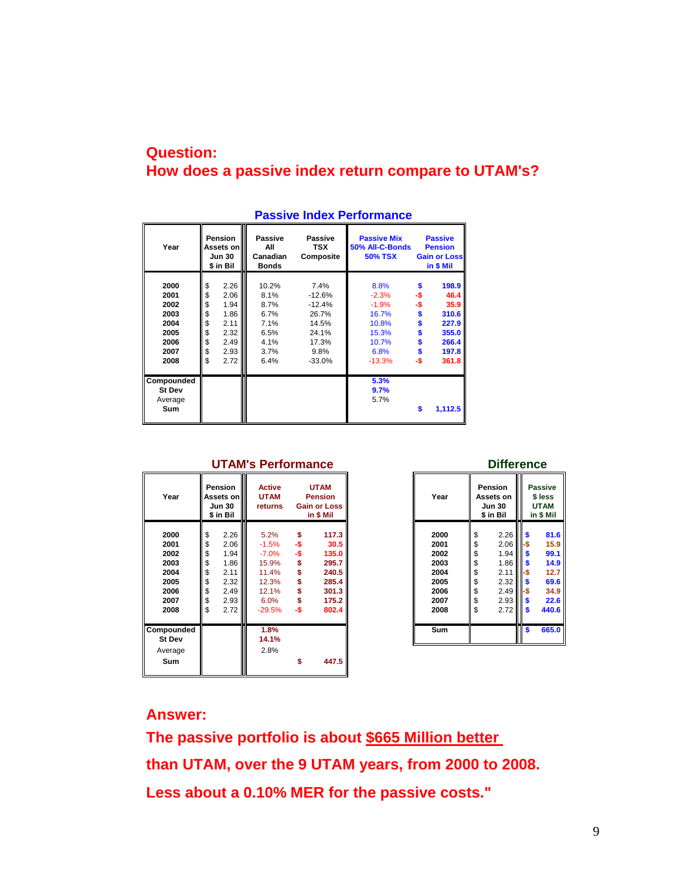## Question:
## How does a passive index return compare to UTAM's?

### Passive Index Performance

| Year | Pension Assets on Jun 30 $ in Bil | Passive All Canadian Bonds | Passive TSX Composite | Passive Mix 50% All-C-Bonds 50% TSX | Passive Pension Gain or Loss in $ Mil |
|---|---|---|---|---|---|
| 2000 | $ 2.26 | 10.2% | 7.4% | 8.8% | $ 198.9 |
| 2001 | $ 2.06 | 8.1% | -12.6% | -2.3% | -$ 46.4 |
| 2002 | $ 1.94 | 8.7% | -12.4% | -1.9% | -$ 35.9 |
| 2003 | $ 1.86 | 6.7% | 26.7% | 16.7% | $ 310.6 |
| 2004 | $ 2.11 | 7.1% | 14.5% | 10.8% | $ 227.9 |
| 2005 | $ 2.32 | 6.5% | 24.1% | 15.3% | $ 355.0 |
| 2006 | $ 2.49 | 4.1% | 17.3% | 10.7% | $ 266.4 |
| 2007 | $ 2.93 | 3.7% | 9.8% | 6.8% | $ 197.8 |
| 2008 | $ 2.72 | 6.4% | -33.0% | -13.3% | -$ 361.8 |
| Compounded | | | | 5.3% | |
| St Dev | | | | 9.7% | |
| Average | | | | 5.7% | |
| Sum | | | | | $ 1,112.5 |

### UTAM's Performance

| Year | Pension Assets on Jun 30 $ in Bil | Active UTAM returns | UTAM Pension Gain or Loss in $ Mil |
|---|---|---|---|
| 2000 | $ 2.26 | 5.2% | $ 117.3 |
| 2001 | $ 2.06 | -1.5% | -$ 30.5 |
| 2002 | $ 1.94 | -7.0% | -$ 135.0 |
| 2003 | $ 1.86 | 15.9% | $ 295.7 |
| 2004 | $ 2.11 | 11.4% | $ 240.5 |
| 2005 | $ 2.32 | 12.3% | $ 285.4 |
| 2006 | $ 2.49 | 12.1% | $ 301.3 |
| 2007 | $ 2.93 | 6.0% | $ 175.2 |
| 2008 | $ 2.72 | -29.5% | -$ 802.4 |
| Compounded | | 1.8% | |
| St Dev | | 14.1% | |
| Average | | 2.8% | |
| Sum | | | $ 447.5 |

### Difference

| Year | Pension Assets on Jun 30 $ in Bil | Passive $ less UTAM in $ Mil |
|---|---|---|
| 2000 | $ 2.26 | $ 81.6 |
| 2001 | $ 2.06 | -$ 15.9 |
| 2002 | $ 1.94 | $ 99.1 |
| 2003 | $ 1.86 | $ 14.9 |
| 2004 | $ 2.11 | -$ 12.7 |
| 2005 | $ 2.32 | $ 69.6 |
| 2006 | $ 2.49 | -$ 34.9 |
| 2007 | $ 2.93 | $ 22.6 |
| 2008 | $ 2.72 | $ 440.6 |
| Sum | | $ 665.0 |

## Answer:

**The passive portfolio is about <u>$665 Million better</u> than UTAM, over the 9 UTAM years, from 2000 to 2008. Less about a 0.10% MER for the passive costs."**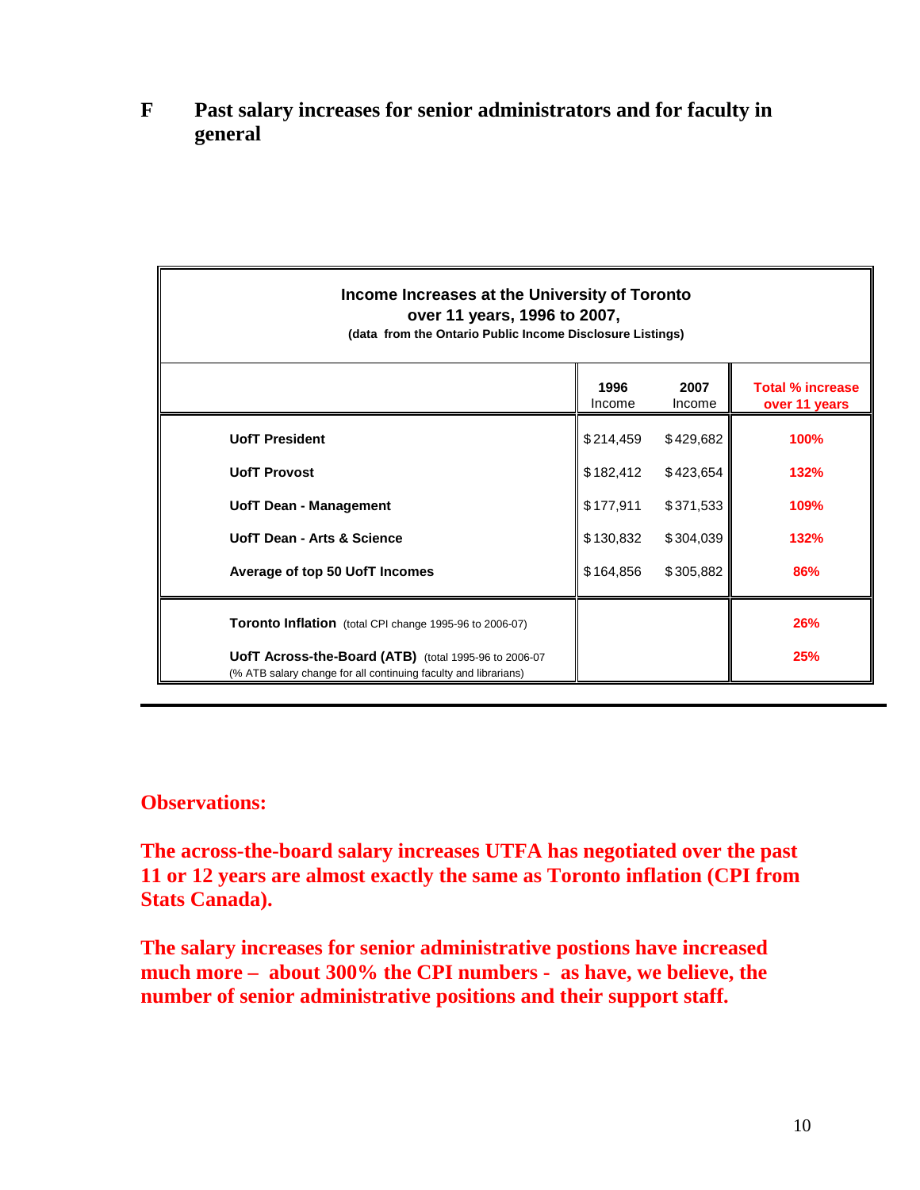## F Past salary increases for senior administrators and for faculty in general

**Income Increases at the University of Toronto over 11 years, 1996 to 2007,**
**(data from the Ontario Public Income Disclosure Listings)**

| | **1996** Income | **2007** Income | **Total % increase over 11 years** |
|---|---|---|---|
| **UofT President** | $214,459 | $429,682 | **100%** |
| **UofT Provost** | $182,412 | $423,654 | **132%** |
| **UofT Dean - Management** | $177,911 | $371,533 | **109%** |
| **UofT Dean - Arts & Science** | $130,832 | $304,039 | **132%** |
| **Average of top 50 UofT Incomes** | $164,856 | $305,882 | **86%** |
| **Toronto Inflation** (total CPI change 1995-96 to 2006-07) | | | **26%** |
| **UofT Across-the-Board (ATB)** (total 1995-96 to 2006-07 (% ATB salary change for all continuing faculty and librarians) | | | **25%** |

**Observations:**

**The across-the-board salary increases UTFA has negotiated over the past 11 or 12 years are almost exactly the same as Toronto inflation (CPI from Stats Canada).**

**The salary increases for senior administrative postions have increased much more – about 300% the CPI numbers - as have, we believe, the number of senior administrative positions and their support staff.**